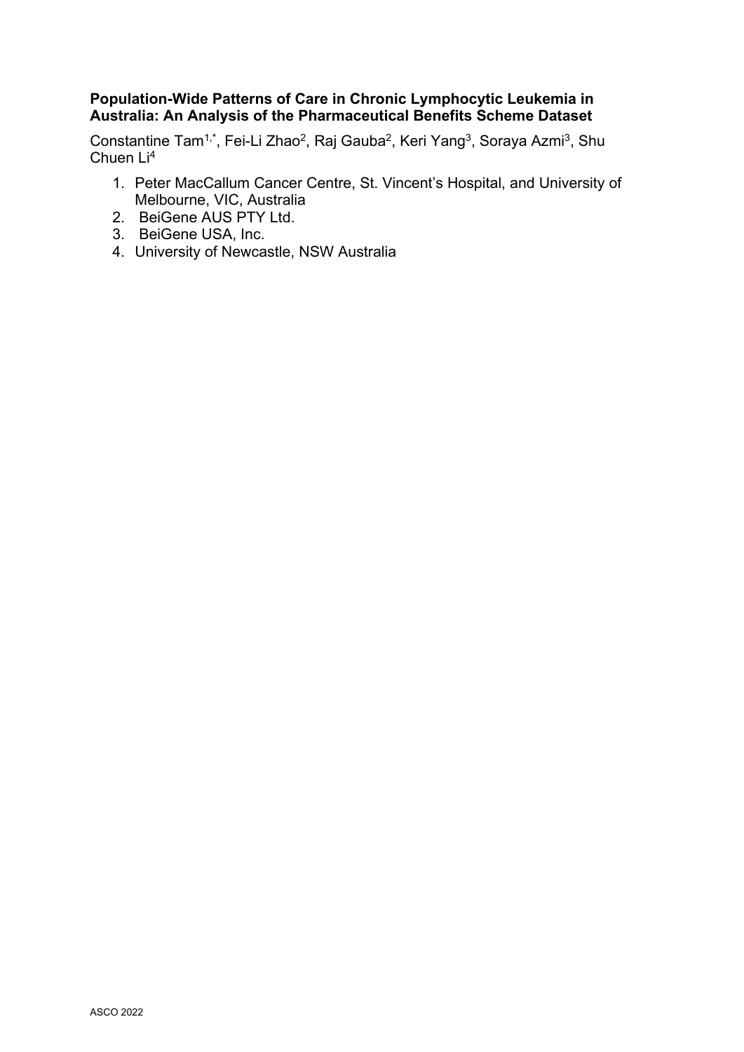**Population-Wide Patterns of Care in Chronic Lymphocytic Leukemia in Australia: An Analysis of the Pharmaceutical Benefits Scheme Dataset**

Constantine Tam[1,*], Fei-Li Zhao[2], Raj Gauba[2], Keri Yang[3], Soraya Azmi[3], Shu Chuen Li[4]

1. Peter MacCallum Cancer Centre, St. Vincent's Hospital, and University of Melbourne, VIC, Australia
2. BeiGene AUS PTY Ltd.
3. BeiGene USA, Inc.
4. University of Newcastle, NSW Australia

ASCO 2022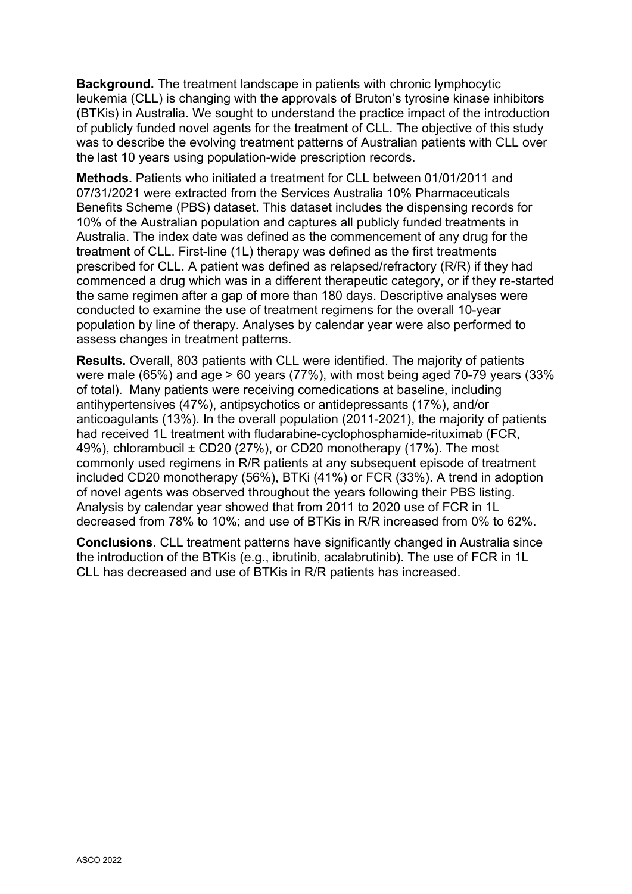**Background.** The treatment landscape in patients with chronic lymphocytic leukemia (CLL) is changing with the approvals of Bruton's tyrosine kinase inhibitors (BTKis) in Australia. We sought to understand the practice impact of the introduction of publicly funded novel agents for the treatment of CLL. The objective of this study was to describe the evolving treatment patterns of Australian patients with CLL over the last 10 years using population-wide prescription records.

**Methods.** Patients who initiated a treatment for CLL between 01/01/2011 and 07/31/2021 were extracted from the Services Australia 10% Pharmaceuticals Benefits Scheme (PBS) dataset. This dataset includes the dispensing records for 10% of the Australian population and captures all publicly funded treatments in Australia. The index date was defined as the commencement of any drug for the treatment of CLL. First-line (1L) therapy was defined as the first treatments prescribed for CLL. A patient was defined as relapsed/refractory (R/R) if they had commenced a drug which was in a different therapeutic category, or if they re-started the same regimen after a gap of more than 180 days. Descriptive analyses were conducted to examine the use of treatment regimens for the overall 10-year population by line of therapy. Analyses by calendar year were also performed to assess changes in treatment patterns.

**Results.** Overall, 803 patients with CLL were identified. The majority of patients were male (65%) and age > 60 years (77%), with most being aged 70-79 years (33% of total). Many patients were receiving comedications at baseline, including antihypertensives (47%), antipsychotics or antidepressants (17%), and/or anticoagulants (13%). In the overall population (2011-2021), the majority of patients had received 1L treatment with fludarabine-cyclophosphamide-rituximab (FCR, 49%), chlorambucil ± CD20 (27%), or CD20 monotherapy (17%). The most commonly used regimens in R/R patients at any subsequent episode of treatment included CD20 monotherapy (56%), BTKi (41%) or FCR (33%). A trend in adoption of novel agents was observed throughout the years following their PBS listing. Analysis by calendar year showed that from 2011 to 2020 use of FCR in 1L decreased from 78% to 10%; and use of BTKis in R/R increased from 0% to 62%.

**Conclusions.** CLL treatment patterns have significantly changed in Australia since the introduction of the BTKis (e.g., ibrutinib, acalabrutinib). The use of FCR in 1L CLL has decreased and use of BTKis in R/R patients has increased.